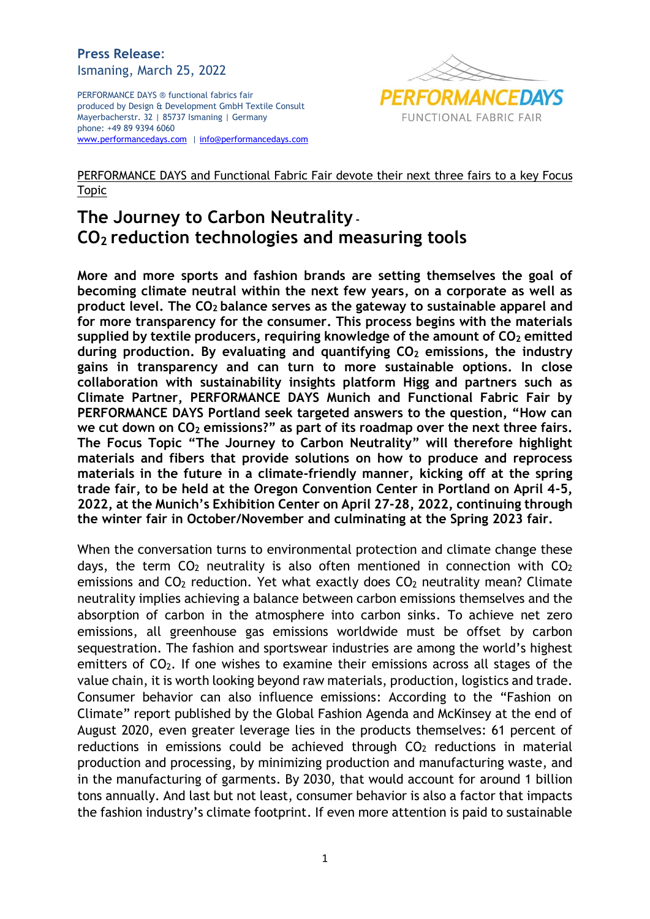**Press Release:**
Ismaning, March 25, 2022

PERFORMANCE DAYS ® functional fabrics fair
produced by Design & Development GmbH Textile Consult
Mayerbacherstr. 32 | 85737 Ismaning | Germany
phone: +49 89 9394 6060
www.performancedays.com | info@performancedays.com

PERFORMANCE DAYS
FUNCTIONAL FABRIC FAIR

PERFORMANCE DAYS and Functional Fabric Fair devote their next three fairs to a key Focus Topic

# The Journey to Carbon Neutrality – $CO_2$ reduction technologies and measuring tools

**More and more sports and fashion brands are setting themselves the goal of becoming climate neutral within the next few years, on a corporate as well as product level. The $CO_2$ balance serves as the gateway to sustainable apparel and for more transparency for the consumer. This process begins with the materials supplied by textile producers, requiring knowledge of the amount of $CO_2$ emitted during production. By evaluating and quantifying $CO_2$ emissions, the industry gains in transparency and can turn to more sustainable options. In close collaboration with sustainability insights platform Higg and partners such as Climate Partner, PERFORMANCE DAYS Munich and Functional Fabric Fair by PERFORMANCE DAYS Portland seek targeted answers to the question, "How can we cut down on $CO_2$ emissions?" as part of its roadmap over the next three fairs. The Focus Topic "The Journey to Carbon Neutrality" will therefore highlight materials and fibers that provide solutions on how to produce and reprocess materials in the future in a climate-friendly manner, kicking off at the spring trade fair, to be held at the Oregon Convention Center in Portland on April 4-5, 2022, at the Munich's Exhibition Center on April 27-28, 2022, continuing through the winter fair in October/November and culminating at the Spring 2023 fair.**

When the conversation turns to environmental protection and climate change these days, the term $CO_2$ neutrality is also often mentioned in connection with $CO_2$ emissions and $CO_2$ reduction. Yet what exactly does $CO_2$ neutrality mean? Climate neutrality implies achieving a balance between carbon emissions themselves and the absorption of carbon in the atmosphere into carbon sinks. To achieve net zero emissions, all greenhouse gas emissions worldwide must be offset by carbon sequestration. The fashion and sportswear industries are among the world's highest emitters of $CO_2$. If one wishes to examine their emissions across all stages of the value chain, it is worth looking beyond raw materials, production, logistics and trade. Consumer behavior can also influence emissions: According to the "Fashion on Climate" report published by the Global Fashion Agenda and McKinsey at the end of August 2020, even greater leverage lies in the products themselves: 61 percent of reductions in emissions could be achieved through $CO_2$ reductions in material production and processing, by minimizing production and manufacturing waste, and in the manufacturing of garments. By 2030, that would account for around 1 billion tons annually. And last but not least, consumer behavior is also a factor that impacts the fashion industry's climate footprint. If even more attention is paid to sustainable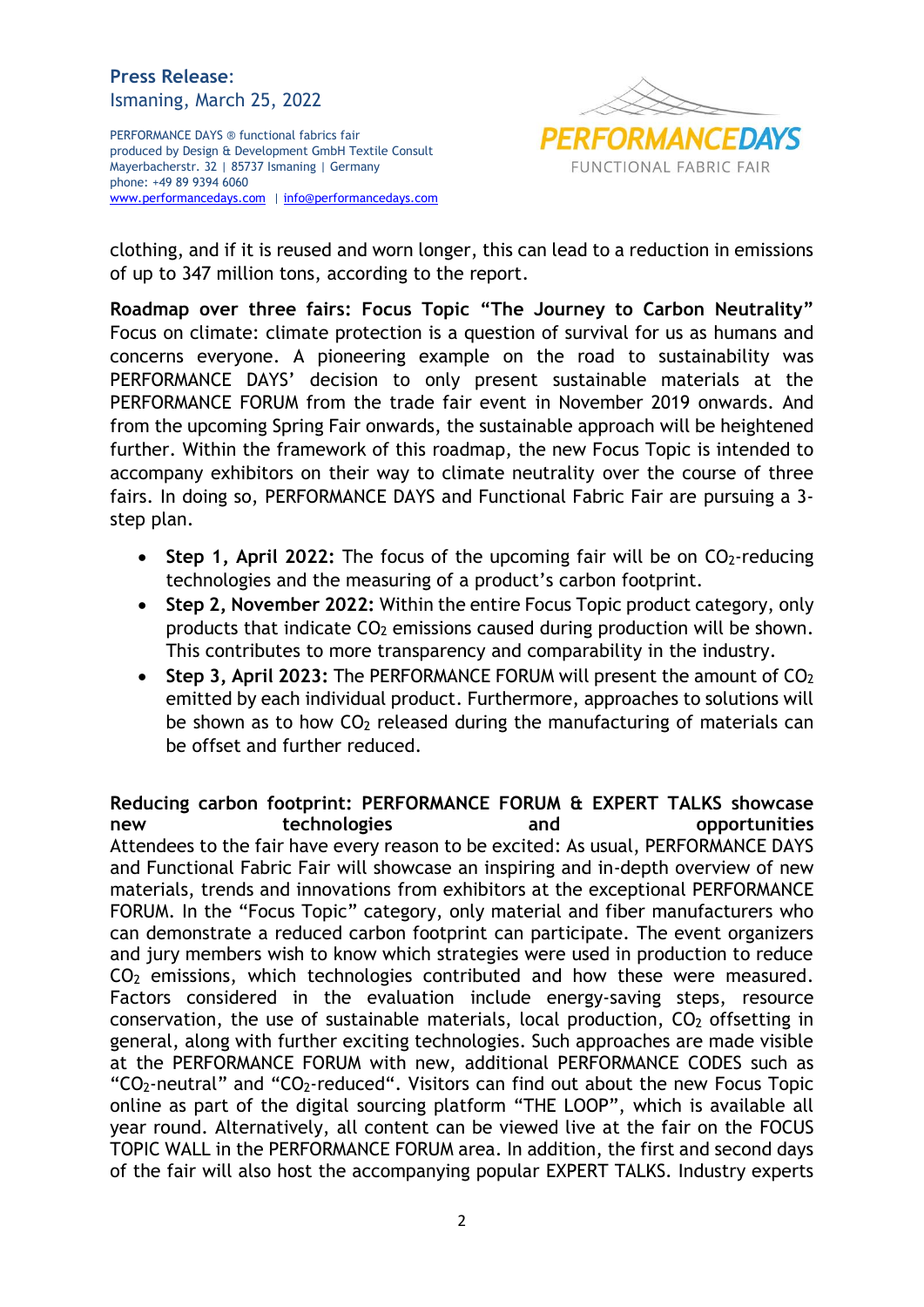clothing, and if it is reused and worn longer, this can lead to a reduction in emissions of up to 347 million tons, according to the report.

**Roadmap over three fairs: Focus Topic "The Journey to Carbon Neutrality"**
Focus on climate: climate protection is a question of survival for us as humans and concerns everyone. A pioneering example on the road to sustainability was PERFORMANCE DAYS' decision to only present sustainable materials at the PERFORMANCE FORUM from the trade fair event in November 2019 onwards. And from the upcoming Spring Fair onwards, the sustainable approach will be heightened further. Within the framework of this roadmap, the new Focus Topic is intended to accompany exhibitors on their way to climate neutrality over the course of three fairs. In doing so, PERFORMANCE DAYS and Functional Fabric Fair are pursuing a 3-step plan.

- **Step 1, April 2022:** The focus of the upcoming fair will be on $CO_2$-reducing technologies and the measuring of a product's carbon footprint.
- **Step 2, November 2022:** Within the entire Focus Topic product category, only products that indicate $CO_2$ emissions caused during production will be shown. This contributes to more transparency and comparability in the industry.
- **Step 3, April 2023:** The PERFORMANCE FORUM will present the amount of $CO_2$ emitted by each individual product. Furthermore, approaches to solutions will be shown as to how $CO_2$ released during the manufacturing of materials can be offset and further reduced.

**Reducing carbon footprint: PERFORMANCE FORUM & EXPERT TALKS showcase new technologies and opportunities**
Attendees to the fair have every reason to be excited: As usual, PERFORMANCE DAYS and Functional Fabric Fair will showcase an inspiring and in-depth overview of new materials, trends and innovations from exhibitors at the exceptional PERFORMANCE FORUM. In the "Focus Topic" category, only material and fiber manufacturers who can demonstrate a reduced carbon footprint can participate. The event organizers and jury members wish to know which strategies were used in production to reduce $CO_2$ emissions, which technologies contributed and how these were measured. Factors considered in the evaluation include energy-saving steps, resource conservation, the use of sustainable materials, local production, $CO_2$ offsetting in general, along with further exciting technologies. Such approaches are made visible at the PERFORMANCE FORUM with new, additional PERFORMANCE CODES such as "$CO_2$-neutral" and "$CO_2$-reduced". Visitors can find out about the new Focus Topic online as part of the digital sourcing platform "THE LOOP", which is available all year round. Alternatively, all content can be viewed live at the fair on the FOCUS TOPIC WALL in the PERFORMANCE FORUM area. In addition, the first and second days of the fair will also host the accompanying popular EXPERT TALKS. Industry experts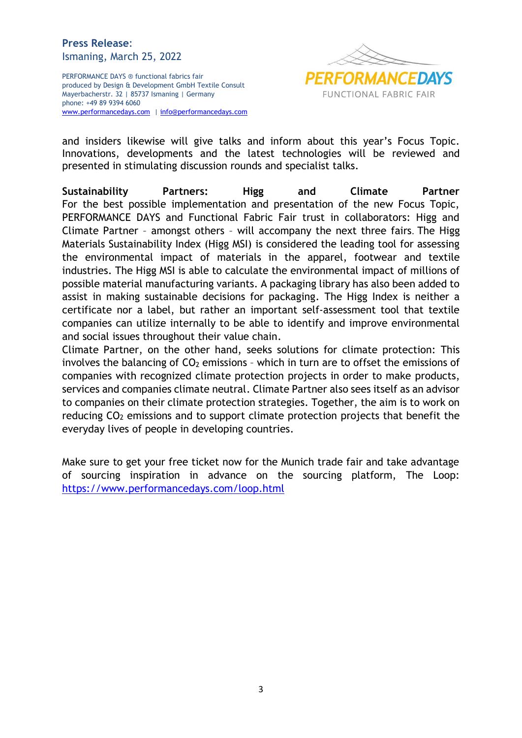and insiders likewise will give talks and inform about this year's Focus Topic. Innovations, developments and the latest technologies will be reviewed and presented in stimulating discussion rounds and specialist talks.

**Sustainability Partners: Higg and Climate Partner**
For the best possible implementation and presentation of the new Focus Topic, PERFORMANCE DAYS and Functional Fabric Fair trust in collaborators: Higg and Climate Partner – amongst others – will accompany the next three fairs. The Higg Materials Sustainability Index (Higg MSI) is considered the leading tool for assessing the environmental impact of materials in the apparel, footwear and textile industries. The Higg MSI is able to calculate the environmental impact of millions of possible material manufacturing variants. A packaging library has also been added to assist in making sustainable decisions for packaging. The Higg Index is neither a certificate nor a label, but rather an important self-assessment tool that textile companies can utilize internally to be able to identify and improve environmental and social issues throughout their value chain.
Climate Partner, on the other hand, seeks solutions for climate protection: This involves the balancing of $CO_2$ emissions – which in turn are to offset the emissions of companies with recognized climate protection projects in order to make products, services and companies climate neutral. Climate Partner also sees itself as an advisor to companies on their climate protection strategies. Together, the aim is to work on reducing $CO_2$ emissions and to support climate protection projects that benefit the everyday lives of people in developing countries.

Make sure to get your free ticket now for the Munich trade fair and take advantage of sourcing inspiration in advance on the sourcing platform, The Loop: https://www.performancedays.com/loop.html